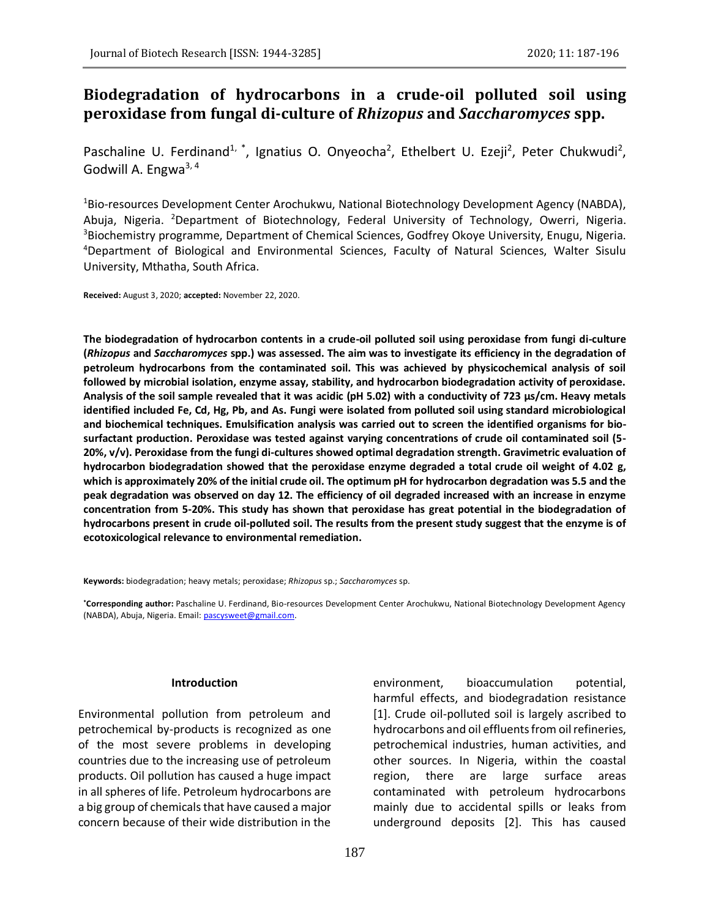# Biodegradation of hydrocarbons in a crude-oil polluted soil using peroxidase from fungal di-culture of *Rhizopus* and *Saccharomyces* spp.

Paschaline U. Ferdinand[1, *], Ignatius O. Onyeocha[2], Ethelbert U. Ezeji[2], Peter Chukwudi[2], Godwill A. Engwa[3, 4]

[1]Bio-resources Development Center Arochukwu, National Biotechnology Development Agency (NABDA), Abuja, Nigeria. [2]Department of Biotechnology, Federal University of Technology, Owerri, Nigeria. [3]Biochemistry programme, Department of Chemical Sciences, Godfrey Okoye University, Enugu, Nigeria. [4]Department of Biological and Environmental Sciences, Faculty of Natural Sciences, Walter Sisulu University, Mthatha, South Africa.

**Received:** August 3, 2020; **accepted:** November 22, 2020.

**The biodegradation of hydrocarbon contents in a crude-oil polluted soil using peroxidase from fungi di-culture (*Rhizopus* and *Saccharomyces* spp.) was assessed. The aim was to investigate its efficiency in the degradation of petroleum hydrocarbons from the contaminated soil. This was achieved by physicochemical analysis of soil followed by microbial isolation, enzyme assay, stability, and hydrocarbon biodegradation activity of peroxidase. Analysis of the soil sample revealed that it was acidic (pH 5.02) with a conductivity of 723 µs/cm. Heavy metals identified included Fe, Cd, Hg, Pb, and As. Fungi were isolated from polluted soil using standard microbiological and biochemical techniques. Emulsification analysis was carried out to screen the identified organisms for bio-surfactant production. Peroxidase was tested against varying concentrations of crude oil contaminated soil (5-20%, v/v). Peroxidase from the fungi di-cultures showed optimal degradation strength. Gravimetric evaluation of hydrocarbon biodegradation showed that the peroxidase enzyme degraded a total crude oil weight of 4.02 g, which is approximately 20% of the initial crude oil. The optimum pH for hydrocarbon degradation was 5.5 and the peak degradation was observed on day 12. The efficiency of oil degraded increased with an increase in enzyme concentration from 5-20%. This study has shown that peroxidase has great potential in the biodegradation of hydrocarbons present in crude oil-polluted soil. The results from the present study suggest that the enzyme is of ecotoxicological relevance to environmental remediation.**

**Keywords:** biodegradation; heavy metals; peroxidase; *Rhizopus* sp.; *Saccharomyces* sp.

**\*Corresponding author:** Paschaline U. Ferdinand, Bio-resources Development Center Arochukwu, National Biotechnology Development Agency (NABDA), Abuja, Nigeria. Email: pascysweet@gmail.com.

## Introduction

Environmental pollution from petroleum and petrochemical by-products is recognized as one of the most severe problems in developing countries due to the increasing use of petroleum products. Oil pollution has caused a huge impact in all spheres of life. Petroleum hydrocarbons are a big group of chemicals that have caused a major concern because of their wide distribution in the environment, bioaccumulation potential, harmful effects, and biodegradation resistance [1]. Crude oil-polluted soil is largely ascribed to hydrocarbons and oil effluents from oil refineries, petrochemical industries, human activities, and other sources. In Nigeria, within the coastal region, there are large surface areas contaminated with petroleum hydrocarbons mainly due to accidental spills or leaks from underground deposits [2]. This has caused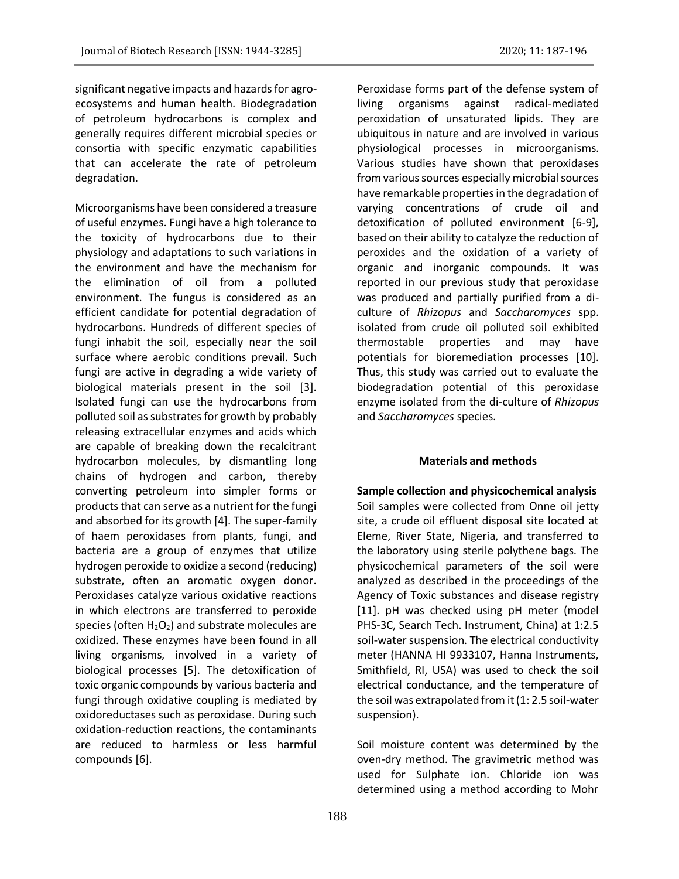significant negative impacts and hazards for agro-ecosystems and human health. Biodegradation of petroleum hydrocarbons is complex and generally requires different microbial species or consortia with specific enzymatic capabilities that can accelerate the rate of petroleum degradation.

Microorganisms have been considered a treasure of useful enzymes. Fungi have a high tolerance to the toxicity of hydrocarbons due to their physiology and adaptations to such variations in the environment and have the mechanism for the elimination of oil from a polluted environment. The fungus is considered as an efficient candidate for potential degradation of hydrocarbons. Hundreds of different species of fungi inhabit the soil, especially near the soil surface where aerobic conditions prevail. Such fungi are active in degrading a wide variety of biological materials present in the soil [3]. Isolated fungi can use the hydrocarbons from polluted soil as substrates for growth by probably releasing extracellular enzymes and acids which are capable of breaking down the recalcitrant hydrocarbon molecules, by dismantling long chains of hydrogen and carbon, thereby converting petroleum into simpler forms or products that can serve as a nutrient for the fungi and absorbed for its growth [4]. The super-family of haem peroxidases from plants, fungi, and bacteria are a group of enzymes that utilize hydrogen peroxide to oxidize a second (reducing) substrate, often an aromatic oxygen donor. Peroxidases catalyze various oxidative reactions in which electrons are transferred to peroxide species (often $H_2O_2$) and substrate molecules are oxidized. These enzymes have been found in all living organisms, involved in a variety of biological processes [5]. The detoxification of toxic organic compounds by various bacteria and fungi through oxidative coupling is mediated by oxidoreductases such as peroxidase. During such oxidation-reduction reactions, the contaminants are reduced to harmless or less harmful compounds [6].

Peroxidase forms part of the defense system of living organisms against radical-mediated peroxidation of unsaturated lipids. They are ubiquitous in nature and are involved in various physiological processes in microorganisms. Various studies have shown that peroxidases from various sources especially microbial sources have remarkable properties in the degradation of varying concentrations of crude oil and detoxification of polluted environment [6-9], based on their ability to catalyze the reduction of peroxides and the oxidation of a variety of organic and inorganic compounds. It was reported in our previous study that peroxidase was produced and partially purified from a di-culture of *Rhizopus* and *Saccharomyces* spp. isolated from crude oil polluted soil exhibited thermostable properties and may have potentials for bioremediation processes [10]. Thus, this study was carried out to evaluate the biodegradation potential of this peroxidase enzyme isolated from the di-culture of *Rhizopus* and *Saccharomyces* species.

## Materials and methods

**Sample collection and physicochemical analysis**

Soil samples were collected from Onne oil jetty site, a crude oil effluent disposal site located at Eleme, River State, Nigeria, and transferred to the laboratory using sterile polythene bags. The physicochemical parameters of the soil were analyzed as described in the proceedings of the Agency of Toxic substances and disease registry [11]. pH was checked using pH meter (model PHS-3C, Search Tech. Instrument, China) at 1:2.5 soil-water suspension. The electrical conductivity meter (HANNA HI 9933107, Hanna Instruments, Smithfield, RI, USA) was used to check the soil electrical conductance, and the temperature of the soil was extrapolated from it (1: 2.5 soil-water suspension).

Soil moisture content was determined by the oven-dry method. The gravimetric method was used for Sulphate ion. Chloride ion was determined using a method according to Mohr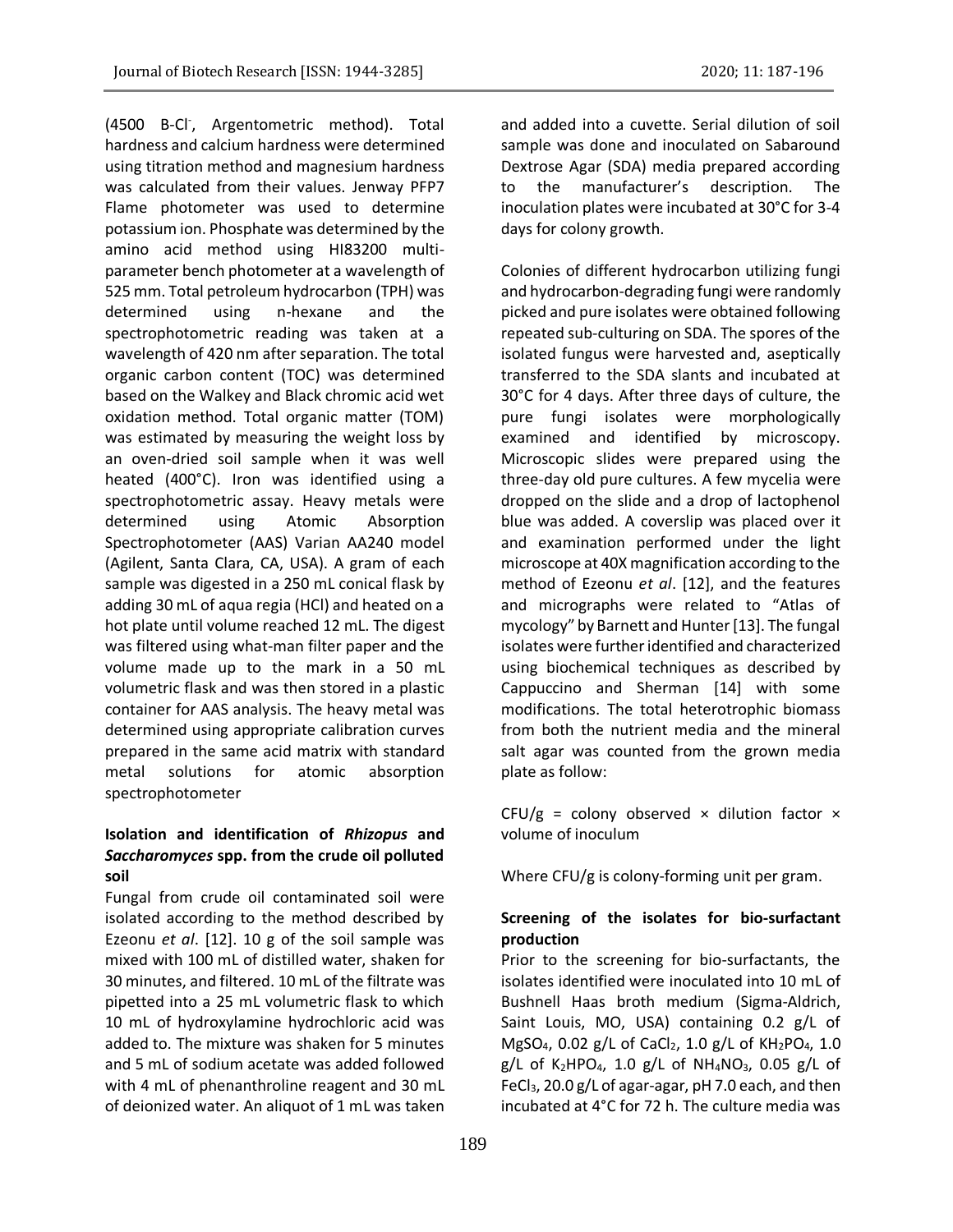(4500 B-$Cl^-$, Argentometric method). Total hardness and calcium hardness were determined using titration method and magnesium hardness was calculated from their values. Jenway PFP7 Flame photometer was used to determine potassium ion. Phosphate was determined by the amino acid method using HI83200 multi-parameter bench photometer at a wavelength of 525 mm. Total petroleum hydrocarbon (TPH) was determined using n-hexane and the spectrophotometric reading was taken at a wavelength of 420 nm after separation. The total organic carbon content (TOC) was determined based on the Walkey and Black chromic acid wet oxidation method. Total organic matter (TOM) was estimated by measuring the weight loss by an oven-dried soil sample when it was well heated (400°C). Iron was identified using a spectrophotometric assay. Heavy metals were determined using Atomic Absorption Spectrophotometer (AAS) Varian AA240 model (Agilent, Santa Clara, CA, USA). A gram of each sample was digested in a 250 mL conical flask by adding 30 mL of aqua regia (HCl) and heated on a hot plate until volume reached 12 mL. The digest was filtered using what-man filter paper and the volume made up to the mark in a 50 mL volumetric flask and was then stored in a plastic container for AAS analysis. The heavy metal was determined using appropriate calibration curves prepared in the same acid matrix with standard metal solutions for atomic absorption spectrophotometer

### Isolation and identification of *Rhizopus* and *Saccharomyces* spp. from the crude oil polluted soil

Fungal from crude oil contaminated soil were isolated according to the method described by Ezeonu *et al*. [12]. 10 g of the soil sample was mixed with 100 mL of distilled water, shaken for 30 minutes, and filtered. 10 mL of the filtrate was pipetted into a 25 mL volumetric flask to which 10 mL of hydroxylamine hydrochloric acid was added to. The mixture was shaken for 5 minutes and 5 mL of sodium acetate was added followed with 4 mL of phenanthroline reagent and 30 mL of deionized water. An aliquot of 1 mL was taken and added into a cuvette. Serial dilution of soil sample was done and inoculated on Sabaround Dextrose Agar (SDA) media prepared according to the manufacturer's description. The inoculation plates were incubated at 30°C for 3-4 days for colony growth.

Colonies of different hydrocarbon utilizing fungi and hydrocarbon-degrading fungi were randomly picked and pure isolates were obtained following repeated sub-culturing on SDA. The spores of the isolated fungus were harvested and, aseptically transferred to the SDA slants and incubated at 30°C for 4 days. After three days of culture, the pure fungi isolates were morphologically examined and identified by microscopy. Microscopic slides were prepared using the three-day old pure cultures. A few mycelia were dropped on the slide and a drop of lactophenol blue was added. A coverslip was placed over it and examination performed under the light microscope at 40X magnification according to the method of Ezeonu *et al*. [12], and the features and micrographs were related to "Atlas of mycology" by Barnett and Hunter [13]. The fungal isolates were further identified and characterized using biochemical techniques as described by Cappuccino and Sherman [14] with some modifications. The total heterotrophic biomass from both the nutrient media and the mineral salt agar was counted from the grown media plate as follow:

CFU/g = colony observed × dilution factor × volume of inoculum

Where CFU/g is colony-forming unit per gram.

### Screening of the isolates for bio-surfactant production

Prior to the screening for bio-surfactants, the isolates identified were inoculated into 10 mL of Bushnell Haas broth medium (Sigma-Aldrich, Saint Louis, MO, USA) containing 0.2 g/L of $MgSO_4$, 0.02 g/L of $CaCl_2$, 1.0 g/L of $KH_2PO_4$, 1.0 g/L of $K_2HPO_4$, 1.0 g/L of $NH_4NO_3$, 0.05 g/L of $FeCl_3$, 20.0 g/L of agar-agar, pH 7.0 each, and then incubated at 4°C for 72 h. The culture media was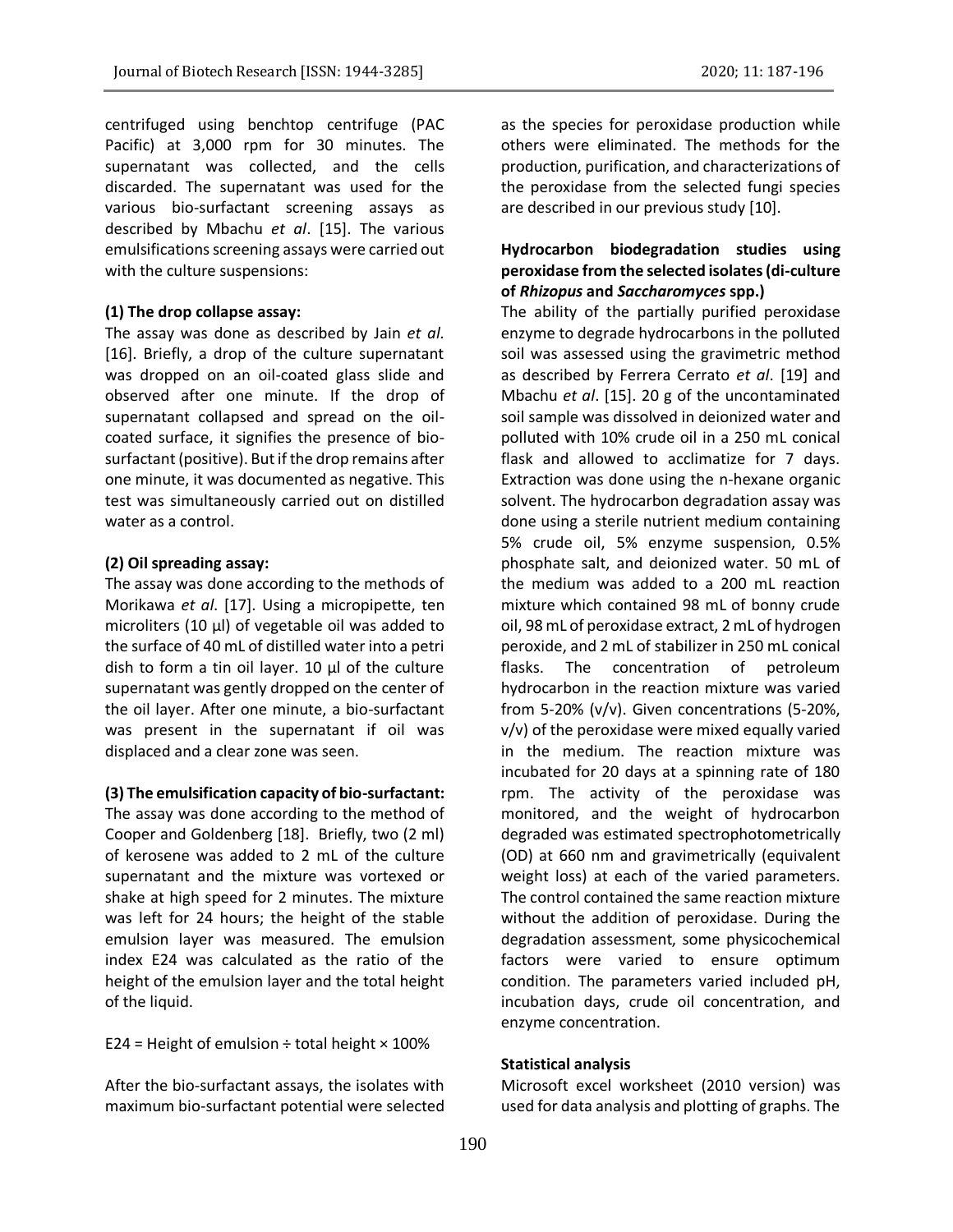centrifuged using benchtop centrifuge (PAC Pacific) at 3,000 rpm for 30 minutes. The supernatant was collected, and the cells discarded. The supernatant was used for the various bio-surfactant screening assays as described by Mbachu *et al*. [15]. The various emulsifications screening assays were carried out with the culture suspensions:

**(1) The drop collapse assay:**

The assay was done as described by Jain *et al.* [16]. Briefly, a drop of the culture supernatant was dropped on an oil-coated glass slide and observed after one minute. If the drop of supernatant collapsed and spread on the oil-coated surface, it signifies the presence of bio-surfactant (positive). But if the drop remains after one minute, it was documented as negative. This test was simultaneously carried out on distilled water as a control.

**(2) Oil spreading assay:**

The assay was done according to the methods of Morikawa *et al*. [17]. Using a micropipette, ten microliters (10 µl) of vegetable oil was added to the surface of 40 mL of distilled water into a petri dish to form a tin oil layer. 10 µl of the culture supernatant was gently dropped on the center of the oil layer. After one minute, a bio-surfactant was present in the supernatant if oil was displaced and a clear zone was seen.

**(3) The emulsification capacity of bio-surfactant:**

The assay was done according to the method of Cooper and Goldenberg [18]. Briefly, two (2 ml) of kerosene was added to 2 mL of the culture supernatant and the mixture was vortexed or shake at high speed for 2 minutes. The mixture was left for 24 hours; the height of the stable emulsion layer was measured. The emulsion index E24 was calculated as the ratio of the height of the emulsion layer and the total height of the liquid.

$$E24 = \text{Height of emulsion} \div \text{total height} \times 100\%$$

After the bio-surfactant assays, the isolates with maximum bio-surfactant potential were selected as the species for peroxidase production while others were eliminated. The methods for the production, purification, and characterizations of the peroxidase from the selected fungi species are described in our previous study [10].

**Hydrocarbon biodegradation studies using peroxidase from the selected isolates (di-culture of *Rhizopus* and *Saccharomyces* spp.)**

The ability of the partially purified peroxidase enzyme to degrade hydrocarbons in the polluted soil was assessed using the gravimetric method as described by Ferrera Cerrato *et al*. [19] and Mbachu *et al*. [15]. 20 g of the uncontaminated soil sample was dissolved in deionized water and polluted with 10% crude oil in a 250 mL conical flask and allowed to acclimatize for 7 days. Extraction was done using the n-hexane organic solvent. The hydrocarbon degradation assay was done using a sterile nutrient medium containing 5% crude oil, 5% enzyme suspension, 0.5% phosphate salt, and deionized water. 50 mL of the medium was added to a 200 mL reaction mixture which contained 98 mL of bonny crude oil, 98 mL of peroxidase extract, 2 mL of hydrogen peroxide, and 2 mL of stabilizer in 250 mL conical flasks. The concentration of petroleum hydrocarbon in the reaction mixture was varied from 5-20% (v/v). Given concentrations (5-20%, v/v) of the peroxidase were mixed equally varied in the medium. The reaction mixture was incubated for 20 days at a spinning rate of 180 rpm. The activity of the peroxidase was monitored, and the weight of hydrocarbon degraded was estimated spectrophotometrically (OD) at 660 nm and gravimetrically (equivalent weight loss) at each of the varied parameters. The control contained the same reaction mixture without the addition of peroxidase. During the degradation assessment, some physicochemical factors were varied to ensure optimum condition. The parameters varied included pH, incubation days, crude oil concentration, and enzyme concentration.

**Statistical analysis**

Microsoft excel worksheet (2010 version) was used for data analysis and plotting of graphs. The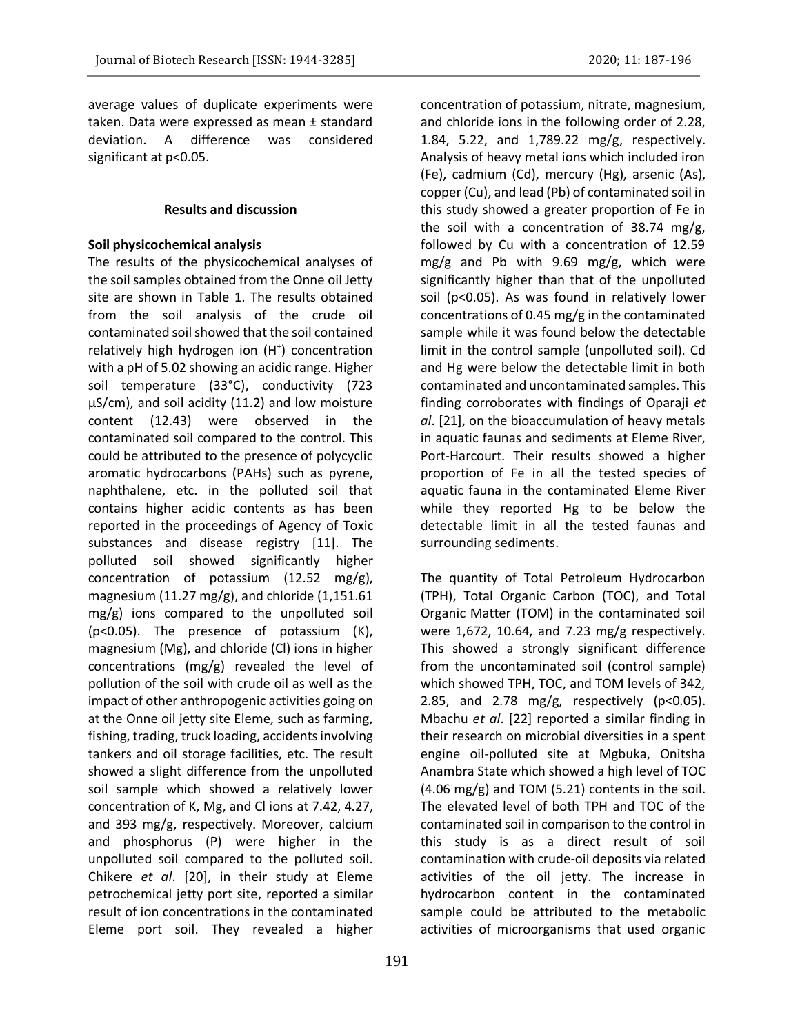average values of duplicate experiments were taken. Data were expressed as mean ± standard deviation. A difference was considered significant at $p<0.05$.

## Results and discussion

### Soil physicochemical analysis

The results of the physicochemical analyses of the soil samples obtained from the Onne oil Jetty site are shown in Table 1. The results obtained from the soil analysis of the crude oil contaminated soil showed that the soil contained relatively high hydrogen ion ($H^+$) concentration with a pH of 5.02 showing an acidic range. Higher soil temperature (33°C), conductivity (723 µS/cm), and soil acidity (11.2) and low moisture content (12.43) were observed in the contaminated soil compared to the control. This could be attributed to the presence of polycyclic aromatic hydrocarbons (PAHs) such as pyrene, naphthalene, etc. in the polluted soil that contains higher acidic contents as has been reported in the proceedings of Agency of Toxic substances and disease registry [11]. The polluted soil showed significantly higher concentration of potassium (12.52 mg/g), magnesium (11.27 mg/g), and chloride (1,151.61 mg/g) ions compared to the unpolluted soil ($p<0.05$). The presence of potassium (K), magnesium (Mg), and chloride (Cl) ions in higher concentrations (mg/g) revealed the level of pollution of the soil with crude oil as well as the impact of other anthropogenic activities going on at the Onne oil jetty site Eleme, such as farming, fishing, trading, truck loading, accidents involving tankers and oil storage facilities, etc. The result showed a slight difference from the unpolluted soil sample which showed a relatively lower concentration of K, Mg, and Cl ions at 7.42, 4.27, and 393 mg/g, respectively. Moreover, calcium and phosphorus (P) were higher in the unpolluted soil compared to the polluted soil. Chikere *et al*. [20], in their study at Eleme petrochemical jetty port site, reported a similar result of ion concentrations in the contaminated Eleme port soil. They revealed a higher concentration of potassium, nitrate, magnesium, and chloride ions in the following order of 2.28, 1.84, 5.22, and 1,789.22 mg/g, respectively. Analysis of heavy metal ions which included iron (Fe), cadmium (Cd), mercury (Hg), arsenic (As), copper (Cu), and lead (Pb) of contaminated soil in this study showed a greater proportion of Fe in the soil with a concentration of 38.74 mg/g, followed by Cu with a concentration of 12.59 mg/g and Pb with 9.69 mg/g, which were significantly higher than that of the unpolluted soil ($p<0.05$). As was found in relatively lower concentrations of 0.45 mg/g in the contaminated sample while it was found below the detectable limit in the control sample (unpolluted soil). Cd and Hg were below the detectable limit in both contaminated and uncontaminated samples. This finding corroborates with findings of Oparaji *et al*. [21], on the bioaccumulation of heavy metals in aquatic faunas and sediments at Eleme River, Port-Harcourt. Their results showed a higher proportion of Fe in all the tested species of aquatic fauna in the contaminated Eleme River while they reported Hg to be below the detectable limit in all the tested faunas and surrounding sediments.

The quantity of Total Petroleum Hydrocarbon (TPH), Total Organic Carbon (TOC), and Total Organic Matter (TOM) in the contaminated soil were 1,672, 10.64, and 7.23 mg/g respectively. This showed a strongly significant difference from the uncontaminated soil (control sample) which showed TPH, TOC, and TOM levels of 342, 2.85, and 2.78 mg/g, respectively ($p<0.05$). Mbachu *et al*. [22] reported a similar finding in their research on microbial diversities in a spent engine oil-polluted site at Mgbuka, Onitsha Anambra State which showed a high level of TOC (4.06 mg/g) and TOM (5.21) contents in the soil. The elevated level of both TPH and TOC of the contaminated soil in comparison to the control in this study is as a direct result of soil contamination with crude-oil deposits via related activities of the oil jetty. The increase in hydrocarbon content in the contaminated sample could be attributed to the metabolic activities of microorganisms that used organic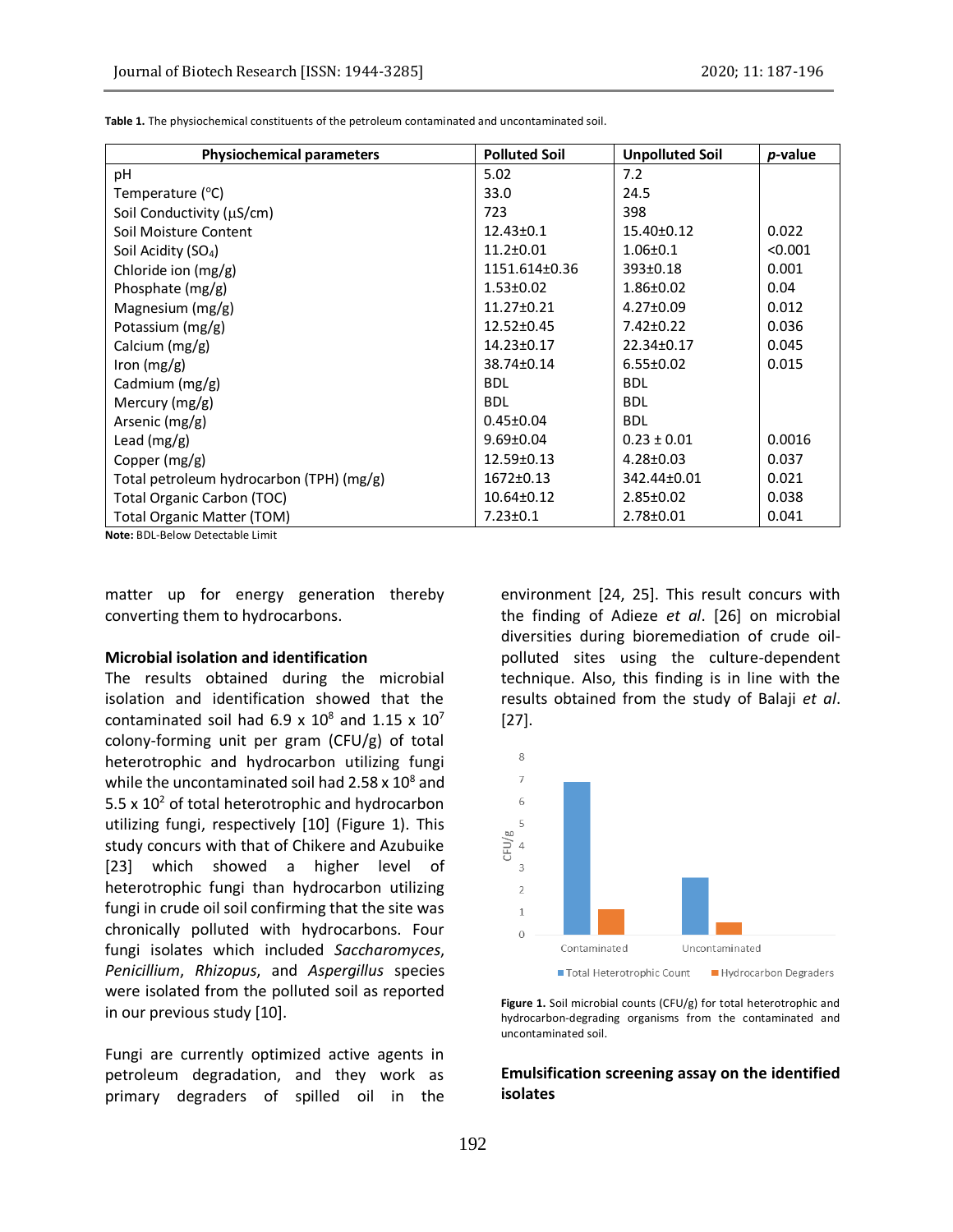**Table 1.** The physiochemical constituents of the petroleum contaminated and uncontaminated soil.

| Physiochemical parameters | Polluted Soil | Unpolluted Soil | *p*-value |
|---|---|---|---|
| pH | 5.02 | 7.2 | |
| Temperature (°C) | 33.0 | 24.5 | |
| Soil Conductivity (µS/cm) | 723 | 398 | |
| Soil Moisture Content | 12.43±0.1 | 15.40±0.12 | 0.022 |
| Soil Acidity ($SO_4$) | 11.2±0.01 | 1.06±0.1 | <0.001 |
| Chloride ion (mg/g) | 1151.614±0.36 | 393±0.18 | 0.001 |
| Phosphate (mg/g) | 1.53±0.02 | 1.86±0.02 | 0.04 |
| Magnesium (mg/g) | 11.27±0.21 | 4.27±0.09 | 0.012 |
| Potassium (mg/g) | 12.52±0.45 | 7.42±0.22 | 0.036 |
| Calcium (mg/g) | 14.23±0.17 | 22.34±0.17 | 0.045 |
| Iron (mg/g) | 38.74±0.14 | 6.55±0.02 | 0.015 |
| Cadmium (mg/g) | BDL | BDL | |
| Mercury (mg/g) | BDL | BDL | |
| Arsenic (mg/g) | 0.45±0.04 | BDL | |
| Lead (mg/g) | 9.69±0.04 | 0.23 ± 0.01 | 0.0016 |
| Copper (mg/g) | 12.59±0.13 | 4.28±0.03 | 0.037 |
| Total petroleum hydrocarbon (TPH) (mg/g) | 1672±0.13 | 342.44±0.01 | 0.021 |
| Total Organic Carbon (TOC) | 10.64±0.12 | 2.85±0.02 | 0.038 |
| Total Organic Matter (TOM) | 7.23±0.1 | 2.78±0.01 | 0.041 |

**Note:** BDL-Below Detectable Limit

matter up for energy generation thereby converting them to hydrocarbons.

### Microbial isolation and identification

The results obtained during the microbial isolation and identification showed that the contaminated soil had $6.9 \times 10^8$ and $1.15 \times 10^7$ colony-forming unit per gram (CFU/g) of total heterotrophic and hydrocarbon utilizing fungi while the uncontaminated soil had $2.58 \times 10^8$ and $5.5 \times 10^2$ of total heterotrophic and hydrocarbon utilizing fungi, respectively [10] (Figure 1). This study concurs with that of Chikere and Azubuike [23] which showed a higher level of heterotrophic fungi than hydrocarbon utilizing fungi in crude oil soil confirming that the site was chronically polluted with hydrocarbons. Four fungi isolates which included *Saccharomyces*, *Penicillium*, *Rhizopus*, and *Aspergillus* species were isolated from the polluted soil as reported in our previous study [10].

Fungi are currently optimized active agents in petroleum degradation, and they work as primary degraders of spilled oil in the environment [24, 25]. This result concurs with the finding of Adieze *et al*. [26] on microbial diversities during bioremediation of crude oil-polluted sites using the culture-dependent technique. Also, this finding is in line with the results obtained from the study of Balaji *et al*. [27].

**Figure 1.** Soil microbial counts (CFU/g) for total heterotrophic and hydrocarbon-degrading organisms from the contaminated and uncontaminated soil.

### Emulsification screening assay on the identified isolates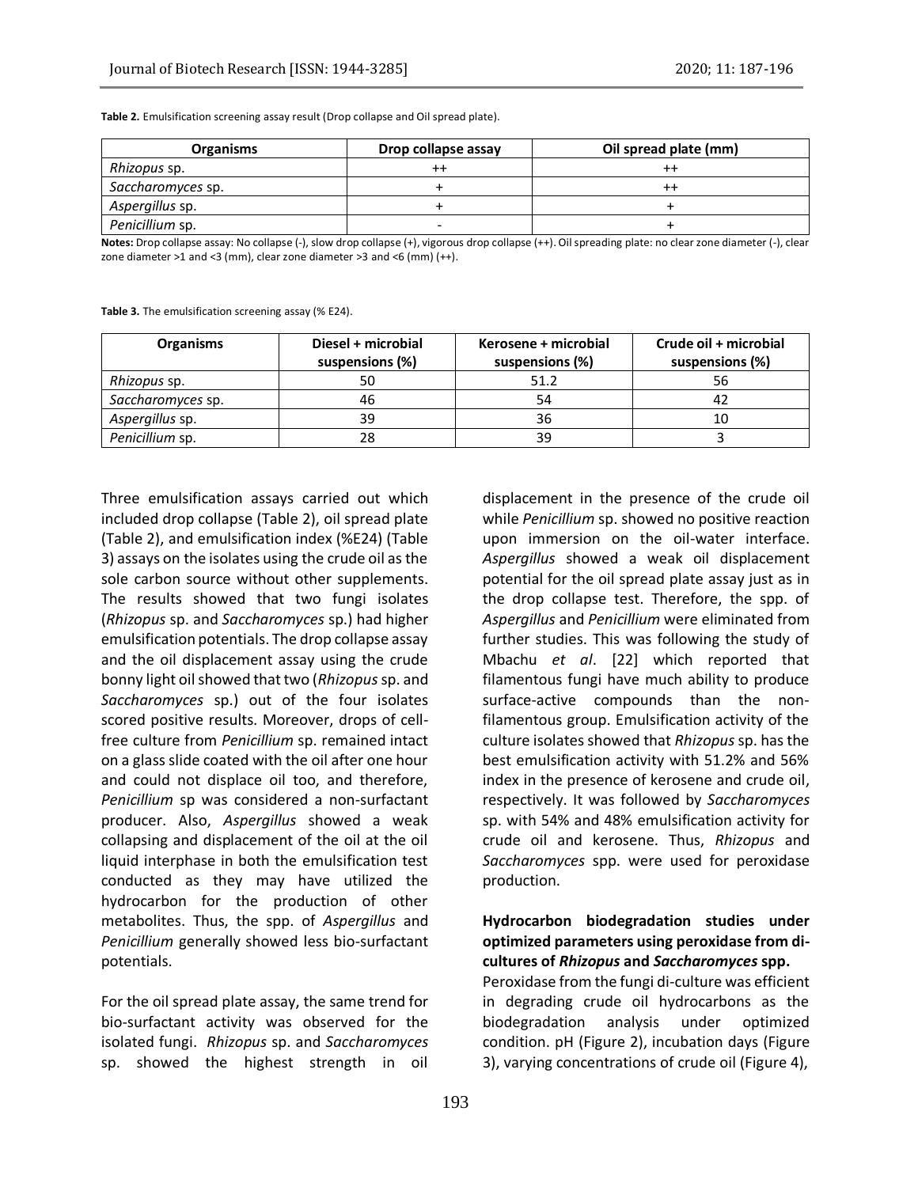**Table 2.** Emulsification screening assay result (Drop collapse and Oil spread plate).

| Organisms | Drop collapse assay | Oil spread plate (mm) |
|---|---|---|
| *Rhizopus* sp. | ++ | ++ |
| *Saccharomyces* sp. | + | ++ |
| *Aspergillus* sp. | + | + |
| *Penicillium* sp. | - | + |

**Notes:** Drop collapse assay: No collapse (-), slow drop collapse (+), vigorous drop collapse (++). Oil spreading plate: no clear zone diameter (-), clear zone diameter >1 and <3 (mm), clear zone diameter >3 and <6 (mm) (++).

**Table 3.** The emulsification screening assay (% E24).

| Organisms | Diesel + microbial suspensions (%) | Kerosene + microbial suspensions (%) | Crude oil + microbial suspensions (%) |
|---|---|---|---|
| *Rhizopus* sp. | 50 | 51.2 | 56 |
| *Saccharomyces* sp. | 46 | 54 | 42 |
| *Aspergillus* sp. | 39 | 36 | 10 |
| *Penicillium* sp. | 28 | 39 | 3 |

Three emulsification assays carried out which included drop collapse (Table 2), oil spread plate (Table 2), and emulsification index (%E24) (Table 3) assays on the isolates using the crude oil as the sole carbon source without other supplements. The results showed that two fungi isolates (*Rhizopus* sp. and *Saccharomyces* sp.) had higher emulsification potentials. The drop collapse assay and the oil displacement assay using the crude bonny light oil showed that two (*Rhizopus* sp. and *Saccharomyces* sp.) out of the four isolates scored positive results. Moreover, drops of cell-free culture from *Penicillium* sp. remained intact on a glass slide coated with the oil after one hour and could not displace oil too, and therefore, *Penicillium* sp was considered a non-surfactant producer. Also, *Aspergillus* showed a weak collapsing and displacement of the oil at the oil liquid interphase in both the emulsification test conducted as they may have utilized the hydrocarbon for the production of other metabolites. Thus, the spp. of *Aspergillus* and *Penicillium* generally showed less bio-surfactant potentials.

For the oil spread plate assay, the same trend for bio-surfactant activity was observed for the isolated fungi. *Rhizopus* sp. and *Saccharomyces* sp. showed the highest strength in oil displacement in the presence of the crude oil while *Penicillium* sp. showed no positive reaction upon immersion on the oil-water interface. *Aspergillus* showed a weak oil displacement potential for the oil spread plate assay just as in the drop collapse test. Therefore, the spp. of *Aspergillus* and *Penicillium* were eliminated from further studies. This was following the study of Mbachu *et al*. [22] which reported that filamentous fungi have much ability to produce surface-active compounds than the non-filamentous group. Emulsification activity of the culture isolates showed that *Rhizopus* sp. has the best emulsification activity with 51.2% and 56% index in the presence of kerosene and crude oil, respectively. It was followed by *Saccharomyces* sp. with 54% and 48% emulsification activity for crude oil and kerosene. Thus, *Rhizopus* and *Saccharomyces* spp. were used for peroxidase production.

**Hydrocarbon biodegradation studies under optimized parameters using peroxidase from di-cultures of *Rhizopus* and *Saccharomyces* spp.**

Peroxidase from the fungi di-culture was efficient in degrading crude oil hydrocarbons as the biodegradation analysis under optimized condition. pH (Figure 2), incubation days (Figure 3), varying concentrations of crude oil (Figure 4),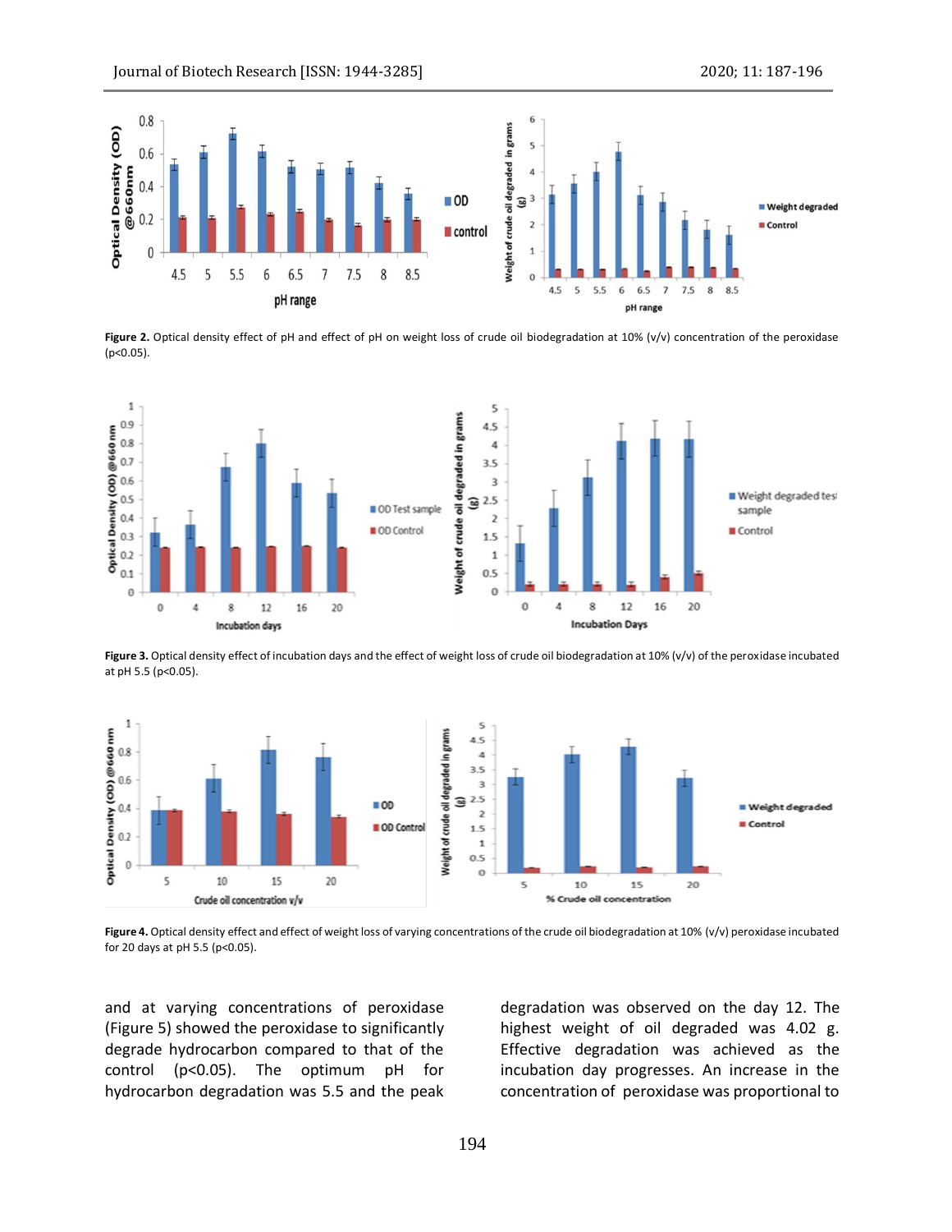**Figure 2.** Optical density effect of pH and effect of pH on weight loss of crude oil biodegradation at 10% (v/v) concentration of the peroxidase ($p<0.05$).

**Figure 3.** Optical density effect of incubation days and the effect of weight loss of crude oil biodegradation at 10% (v/v) of the peroxidase incubated at pH 5.5 ($p<0.05$).

**Figure 4.** Optical density effect and effect of weight loss of varying concentrations of the crude oil biodegradation at 10% (v/v) peroxidase incubated for 20 days at pH 5.5 ($p<0.05$).

and at varying concentrations of peroxidase (Figure 5) showed the peroxidase to significantly degrade hydrocarbon compared to that of the control ($p<0.05$). The optimum pH for hydrocarbon degradation was 5.5 and the peak degradation was observed on the day 12. The highest weight of oil degraded was 4.02 g. Effective degradation was achieved as the incubation day progresses. An increase in the concentration of peroxidase was proportional to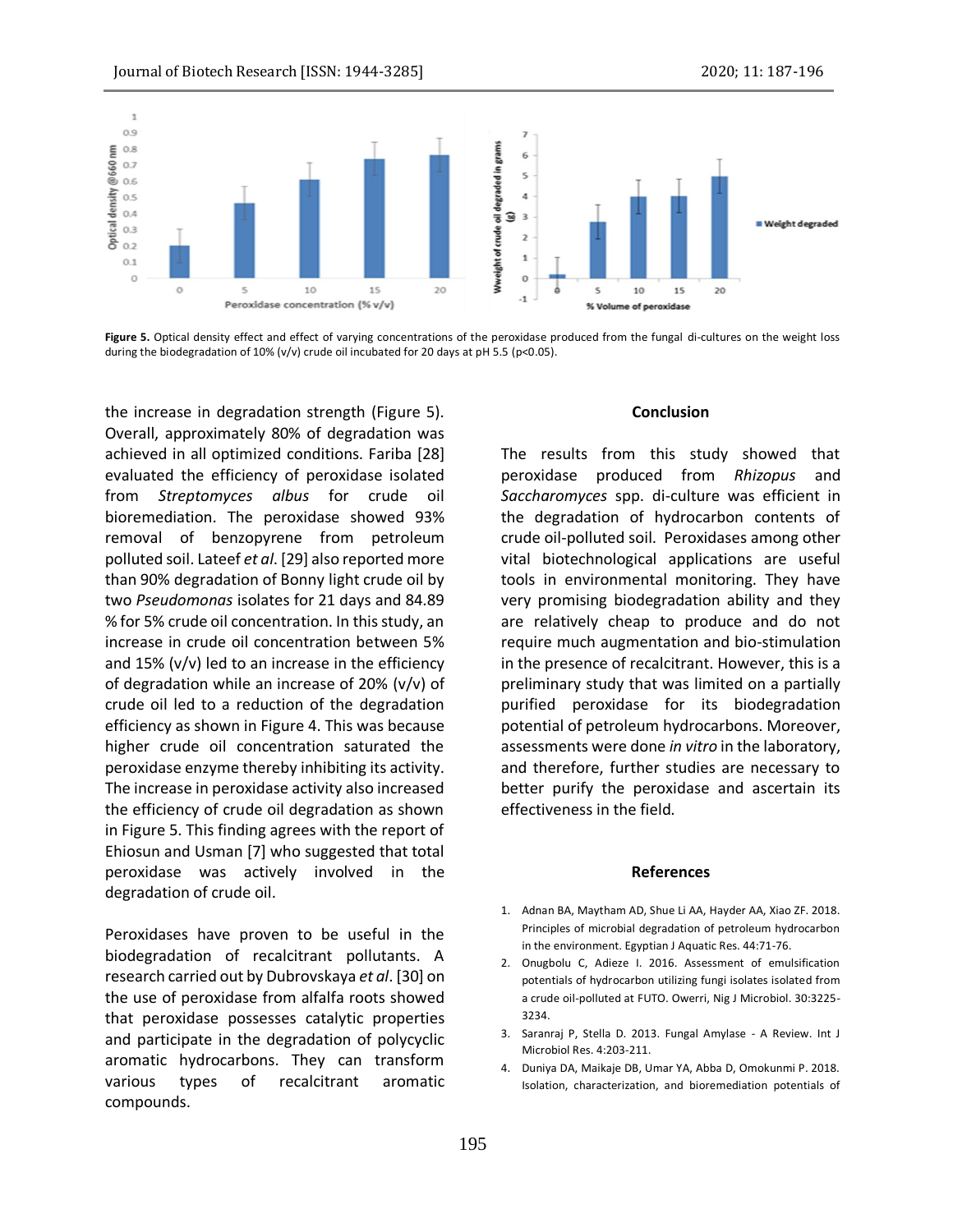**Figure 5.** Optical density effect and effect of varying concentrations of the peroxidase produced from the fungal di-cultures on the weight loss during the biodegradation of 10% (v/v) crude oil incubated for 20 days at pH 5.5 ($p<0.05$).

the increase in degradation strength (Figure 5). Overall, approximately 80% of degradation was achieved in all optimized conditions. Fariba [28] evaluated the efficiency of peroxidase isolated from *Streptomyces albus* for crude oil bioremediation. The peroxidase showed 93% removal of benzopyrene from petroleum polluted soil. Lateef *et al*. [29] also reported more than 90% degradation of Bonny light crude oil by two *Pseudomonas* isolates for 21 days and 84.89 % for 5% crude oil concentration. In this study, an increase in crude oil concentration between 5% and 15% (v/v) led to an increase in the efficiency of degradation while an increase of 20% (v/v) of crude oil led to a reduction of the degradation efficiency as shown in Figure 4. This was because higher crude oil concentration saturated the peroxidase enzyme thereby inhibiting its activity. The increase in peroxidase activity also increased the efficiency of crude oil degradation as shown in Figure 5. This finding agrees with the report of Ehiosun and Usman [7] who suggested that total peroxidase was actively involved in the degradation of crude oil.

Peroxidases have proven to be useful in the biodegradation of recalcitrant pollutants. A research carried out by Dubrovskaya *et al*. [30] on the use of peroxidase from alfalfa roots showed that peroxidase possesses catalytic properties and participate in the degradation of polycyclic aromatic hydrocarbons. They can transform various types of recalcitrant aromatic compounds.

## Conclusion

The results from this study showed that peroxidase produced from *Rhizopus* and *Saccharomyces* spp. di-culture was efficient in the degradation of hydrocarbon contents of crude oil-polluted soil. Peroxidases among other vital biotechnological applications are useful tools in environmental monitoring. They have very promising biodegradation ability and they are relatively cheap to produce and do not require much augmentation and bio-stimulation in the presence of recalcitrant. However, this is a preliminary study that was limited on a partially purified peroxidase for its biodegradation potential of petroleum hydrocarbons. Moreover, assessments were done *in vitro* in the laboratory, and therefore, further studies are necessary to better purify the peroxidase and ascertain its effectiveness in the field.

## References

1. Adnan BA, Maytham AD, Shue Li AA, Hayder AA, Xiao ZF. 2018. Principles of microbial degradation of petroleum hydrocarbon in the environment. Egyptian J Aquatic Res. 44:71-76.
2. Onugbolu C, Adieze I. 2016. Assessment of emulsification potentials of hydrocarbon utilizing fungi isolates isolated from a crude oil-polluted at FUTO. Owerri, Nig J Microbiol. 30:3225-3234.
3. Saranraj P, Stella D. 2013. Fungal Amylase - A Review. Int J Microbiol Res. 4:203-211.
4. Duniya DA, Maikaje DB, Umar YA, Abba D, Omokunmi P. 2018. Isolation, characterization, and bioremediation potentials of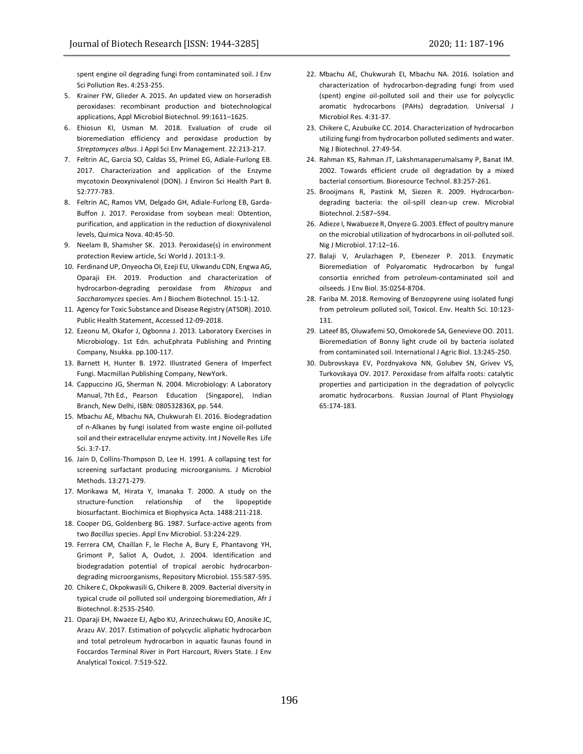spent engine oil degrading fungi from contaminated soil. J Env Sci Pollution Res. 4:253-255.

5. Krainer FW, Glieder A. 2015. An updated view on horseradish peroxidases: recombinant production and biotechnological applications, Appl Microbiol Biotechnol. 99:1611–1625.
6. Ehiosun KI, Usman M. 2018. Evaluation of crude oil bioremediation efficiency and peroxidase production by *Streptomyces albus*. J Appl Sci Env Management. 22:213-217.
7. Feltrin AC, Garcia SO, Caldas SS, Primel EG, Adiale-Furlong EB. 2017. Characterization and application of the Enzyme mycotoxin Deoxynivalenol (DON). J Environ Sci Health Part B. 52:777-783.
8. Feltrin AC, Ramos VM, Delgado GH, Adiale-Furlong EB, Garda-Buffon J. 2017. Peroxidase from soybean meal: Obtention, purification, and application in the reduction of dioxynivalenol levels, Quimica Nova. 40:45-50.
9. Neelam B, Shamsher SK. 2013. Peroxidase(s) in environment protection Review article, Sci World J. 2013:1-9.
10. Ferdinand UP, Onyeocha OI, Ezeji EU, Ukwandu CDN, Engwa AG, Oparaji EH. 2019. Production and characterization of hydrocarbon-degrading peroxidase from *Rhizopus* and *Saccharomyces* species. Am J Biochem Biotechnol. 15:1-12.
11. Agency for Toxic Substance and Disease Registry (ATSDR). 2010. Public Health Statement, Accessed 12-09-2018.
12. Ezeonu M, Okafor J, Ogbonna J. 2013. Laboratory Exercises in Microbiology. 1st Edn. achuEphrata Publishing and Printing Company, Nsukka. pp.100-117.
13. Barnett H, Hunter B. 1972. Illustrated Genera of Imperfect Fungi. Macmillan Publishing Company, NewYork.
14. Cappuccino JG, Sherman N. 2004. Microbiology: A Laboratory Manual, 7th Ed., Pearson Education (Singapore), Indian Branch, New Delhi, ISBN: 080532836X, pp. 544.
15. Mbachu AE, Mbachu NA, Chukwurah EI. 2016. Biodegradation of n-Alkanes by fungi isolated from waste engine oil-polluted soil and their extracellular enzyme activity. Int J Novelle Res Life Sci. 3:7-17.
16. Jain D, Collins-Thompson D, Lee H. 1991. A collapsing test for screening surfactant producing microorganisms. J Microbiol Methods. 13:271-279.
17. Morikawa M, Hirata Y, Imanaka T. 2000. A study on the structure-function relationship of the lipopeptide biosurfactant. Biochimica et Biophysica Acta. 1488:211-218.
18. Cooper DG, Goldenberg BG. 1987. Surface-active agents from two *Bacillus* species. Appl Env Microbiol. 53:224-229.
19. Ferrera CM, Chaillan F, le Fleche A, Bury E, Phantavong YH, Grimont P, Saliot A, Oudot, J. 2004. Identification and biodegradation potential of tropical aerobic hydrocarbon-degrading microorganisms, Repository Microbiol. 155:587-595.
20. Chikere C, Okpokwasili G, Chikere B. 2009. Bacterial diversity in typical crude oil polluted soil undergoing bioremediation, Afr J Biotechnol. 8:2535-2540.
21. Oparaji EH, Nwaeze EJ, Agbo KU, Arinzechukwu EO, Anosike JC, Arazu AV. 2017. Estimation of polycyclic aliphatic hydrocarbon and total petroleum hydrocarbon in aquatic faunas found in Foccardos Terminal River in Port Harcourt, Rivers State. J Env Analytical Toxicol. 7:519-522.
22. Mbachu AE, Chukwurah EI, Mbachu NA. 2016. Isolation and characterization of hydrocarbon-degrading fungi from used (spent) engine oil-polluted soil and their use for polycyclic aromatic hydrocarbons (PAHs) degradation. Universal J Microbiol Res. 4:31-37.
23. Chikere C, Azubuike CC. 2014. Characterization of hydrocarbon utilizing fungi from hydrocarbon polluted sediments and water. Nig J Biotechnol. 27:49-54.
24. Rahman KS, Rahman JT, Lakshmanaperumalsamy P, Banat IM. 2002. Towards efficient crude oil degradation by a mixed bacterial consortium. Bioresource Technol. 83:257-261.
25. Brooijmans R, Pastink M, Siezen R. 2009. Hydrocarbon-degrading bacteria: the oil-spill clean-up crew. Microbial Biotechnol. 2:587–594.
26. Adieze I, Nwabueze R, Onyeze G. 2003. Effect of poultry manure on the microbial utilization of hydrocarbons in oil-polluted soil. Nig J Microbiol. 17:12–16.
27. Balaji V, Arulazhagen P, Ebenezer P. 2013. Enzymatic Bioremediation of Polyaromatic Hydrocarbon by fungal consortia enriched from petroleum-contaminated soil and oilseeds. J Env Biol. 35:0254-8704.
28. Fariba M. 2018. Removing of Benzopyrene using isolated fungi from petroleum polluted soil, Toxicol. Env. Health Sci. 10:123-131.
29. Lateef BS, Oluwafemi SO, Omokorede SA, Genevieve OO. 2011. Bioremediation of Bonny light crude oil by bacteria isolated from contaminated soil. International J Agric Biol. 13:245-250.
30. Dubrovskaya EV, Pozdnyakova NN, Golubev SN, Grivev VS, Turkovskaya OV. 2017. Peroxidase from alfalfa roots: catalytic properties and participation in the degradation of polycyclic aromatic hydrocarbons. Russian Journal of Plant Physiology 65:174-183.